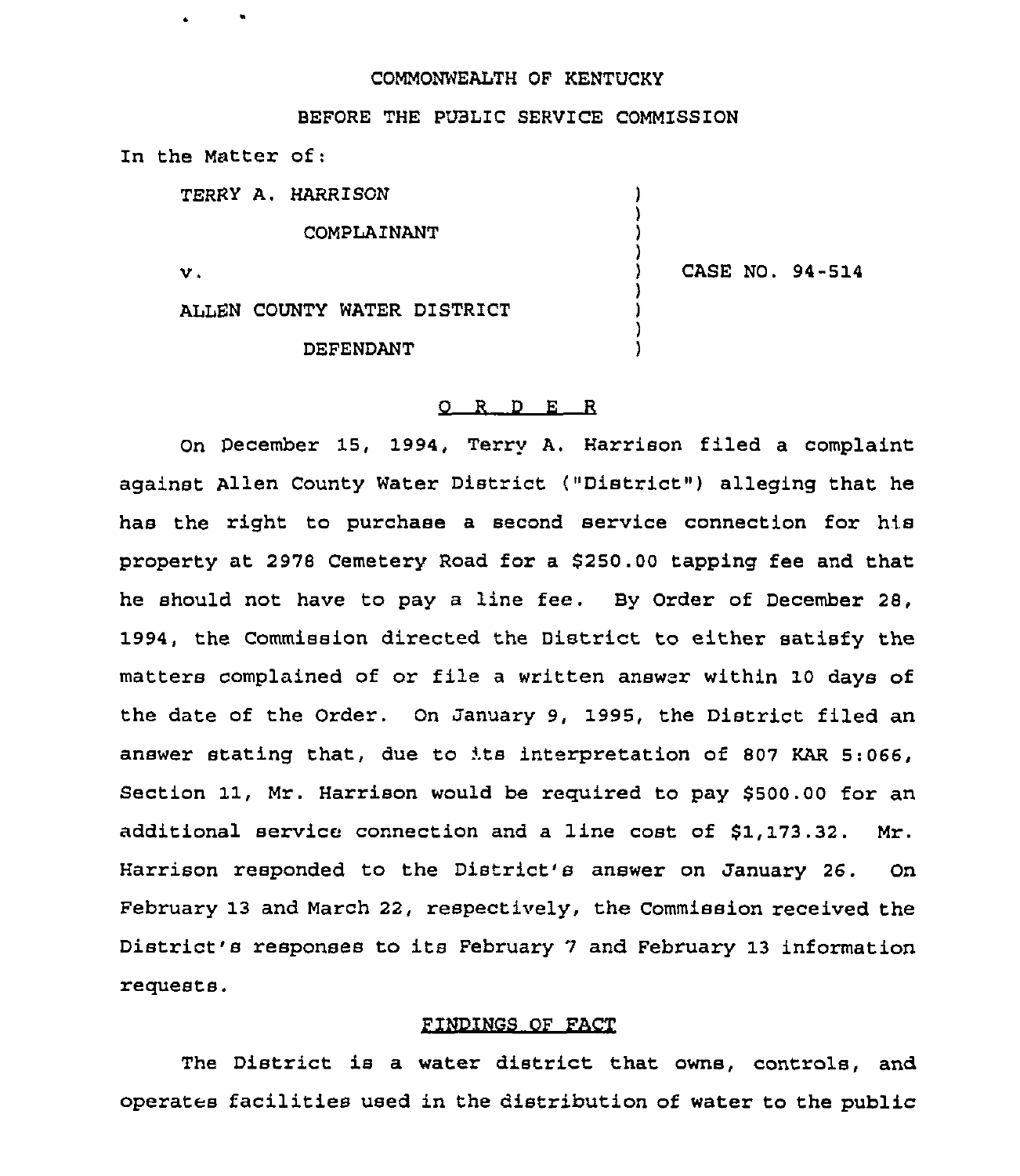COMMONWEALTH OF KENTUCKY

BEFORE THE PUBLIC SERVICE COMMISSION

In the Matter of:

| | | |
|---|---|---|
| TERRY A. HARRISON<br><br>COMPLAINANT<br><br>v.<br><br>ALLEN COUNTY WATER DISTRICT<br><br>DEFENDANT | ) | CASE NO. 94-514 |

## O R D E R

On December 15, 1994, Terry A. Harrison filed a complaint against Allen County Water District ("District") alleging that he has the right to purchase a second service connection for his property at 2978 Cemetery Road for a $250.00 tapping fee and that he should not have to pay a line fee. By Order of December 28, 1994, the Commission directed the District to either satisfy the matters complained of or file a written answer within 10 days of the date of the Order. On January 9, 1995, the District filed an answer stating that, due to its interpretation of 807 KAR 5:066, Section 11, Mr. Harrison would be required to pay $500.00 for an additional service connection and a line cost of $1,173.32. Mr. Harrison responded to the District's answer on January 26. On February 13 and March 22, respectively, the Commission received the District's responses to its February 7 and February 13 information requests.

## FINDINGS OF FACT

The District is a water district that owns, controls, and operates facilities used in the distribution of water to the public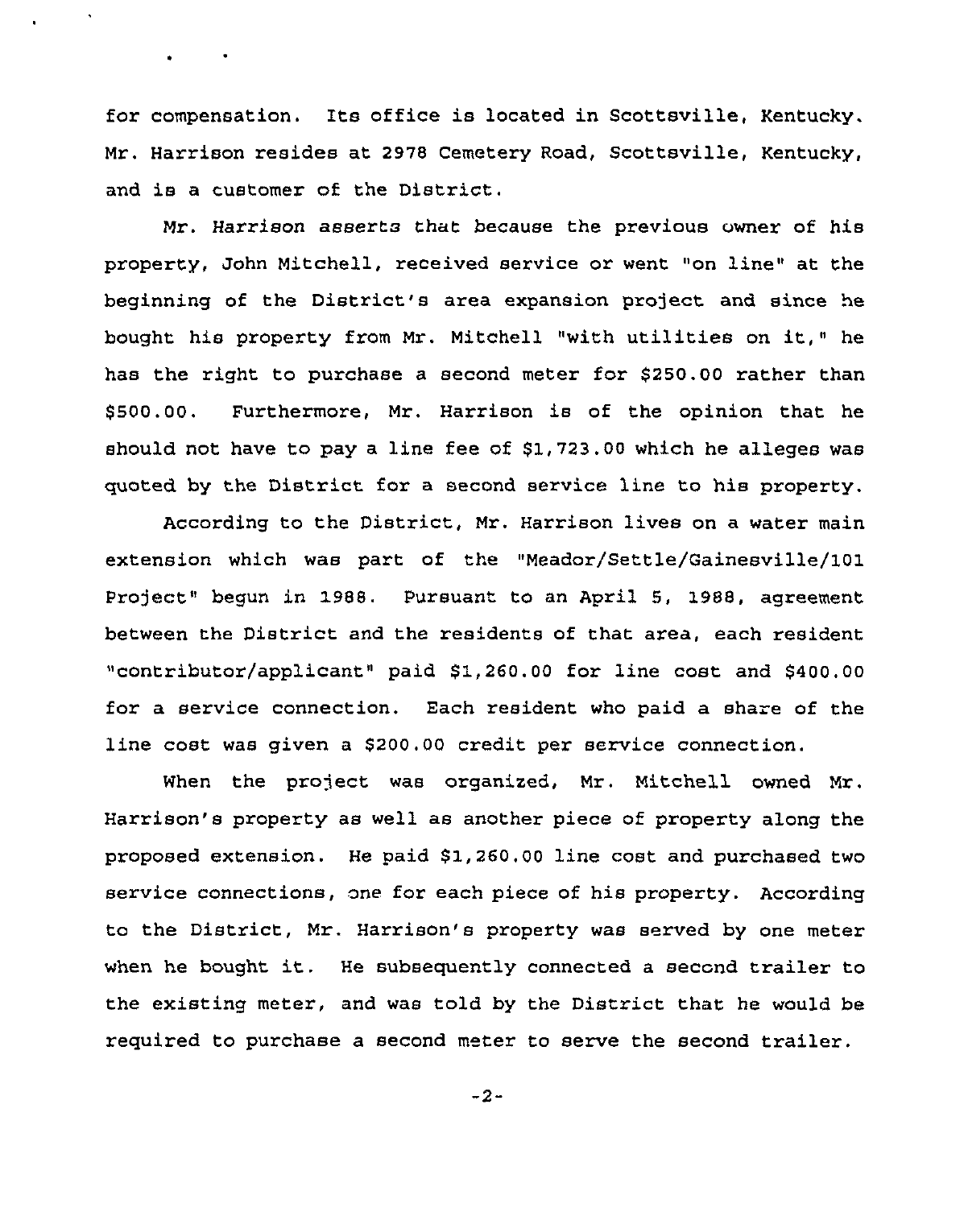for compensation. Its office is located in Scottsville, Kentucky. Mr. Harrison resides at 2978 Cemetery Road, Scottsville, Kentucky, and is a customer of the District.

Mr. Harrison asserts that because the previous owner of his property, John Mitchell, received service or went "on line" at the beginning of the District's area expansion project and since he bought his property from Mr. Mitchell "with utilities on it," he has the right to purchase a second meter for $250.00 rather than $500.00. Furthermore, Mr. Harrison is of the opinion that he should not have to pay a line fee of $1,723.00 which he alleges was quoted by the District for a second service line to his property.

According to the District, Mr. Harrison lives on a water main extension which was part of the "Meador/Settle/Gainesville/101 Project" begun in 1988. Pursuant to an April 5, 1988, agreement between the District and the residents of that area, each resident "contributor/applicant" paid $1,260.00 for line cost and $400.00 for a service connection. Each resident who paid a share of the line cost was given a $200.00 credit per service connection.

When the project was organized, Mr. Mitchell owned Mr. Harrison's property as well as another piece of property along the proposed extension. He paid $1,260.00 line cost and purchased two service connections, one for each piece of his property. According to the District, Mr. Harrison's property was served by one meter when he bought it. He subsequently connected a second trailer to the existing meter, and was told by the District that he would be required to purchase a second meter to serve the second trailer.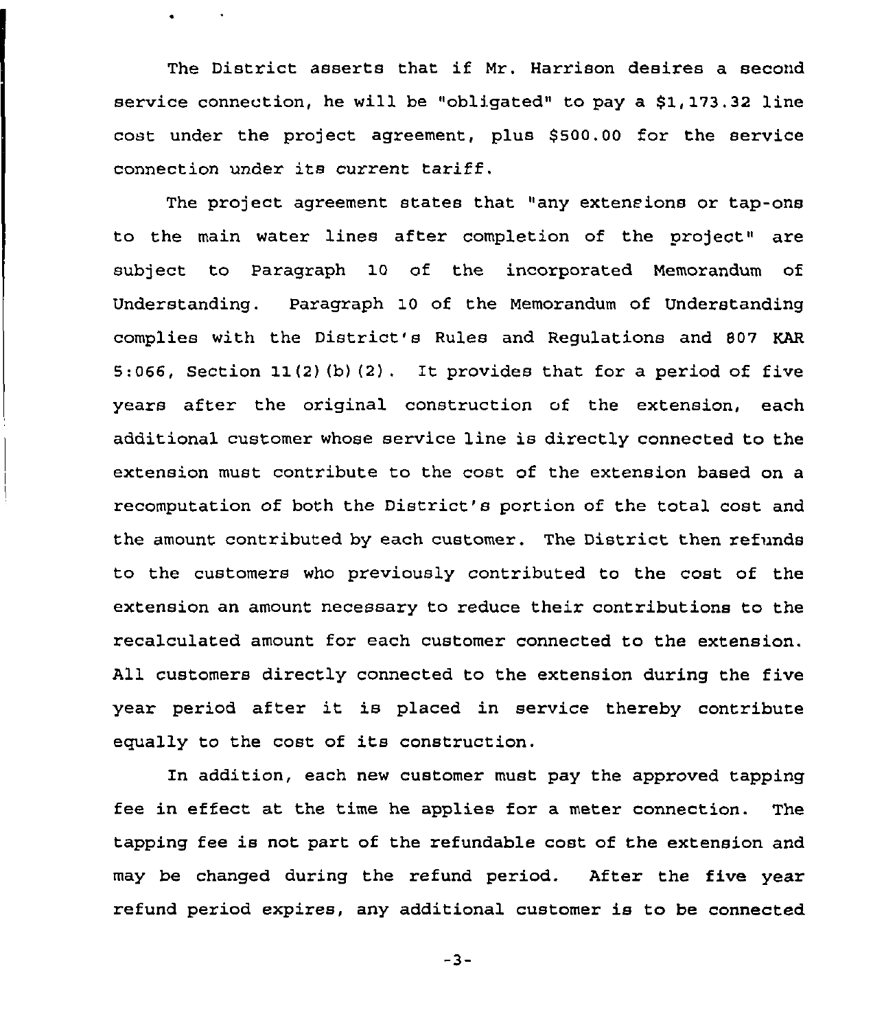The District asserts that if Mr. Harrison desires a second service connection, he will be "obligated" to pay a $1,173.32 line cost under the project agreement, plus $500.00 for the service connection under its current tariff.

The project agreement states that "any extensions or tap-ons to the main water lines after completion of the project" are subject to Paragraph 10 of the incorporated Memorandum of Understanding. Paragraph 10 of the Memorandum of Understanding complies with the District's Rules and Regulations and 807 KAR 5:066, Section 11(2)(b)(2). It provides that for a period of five years after the original construction of the extension, each additional customer whose service line is directly connected to the extension must contribute to the cost of the extension based on a recomputation of both the District's portion of the total cost and the amount contributed by each customer. The District then refunds to the customers who previously contributed to the cost of the extension an amount necessary to reduce their contributions to the recalculated amount for each customer connected to the extension. All customers directly connected to the extension during the five year period after it is placed in service thereby contribute equally to the cost of its construction.

In addition, each new customer must pay the approved tapping fee in effect at the time he applies for a meter connection. The tapping fee is not part of the refundable cost of the extension and may be changed during the refund period. After the five year refund period expires, any additional customer is to be connected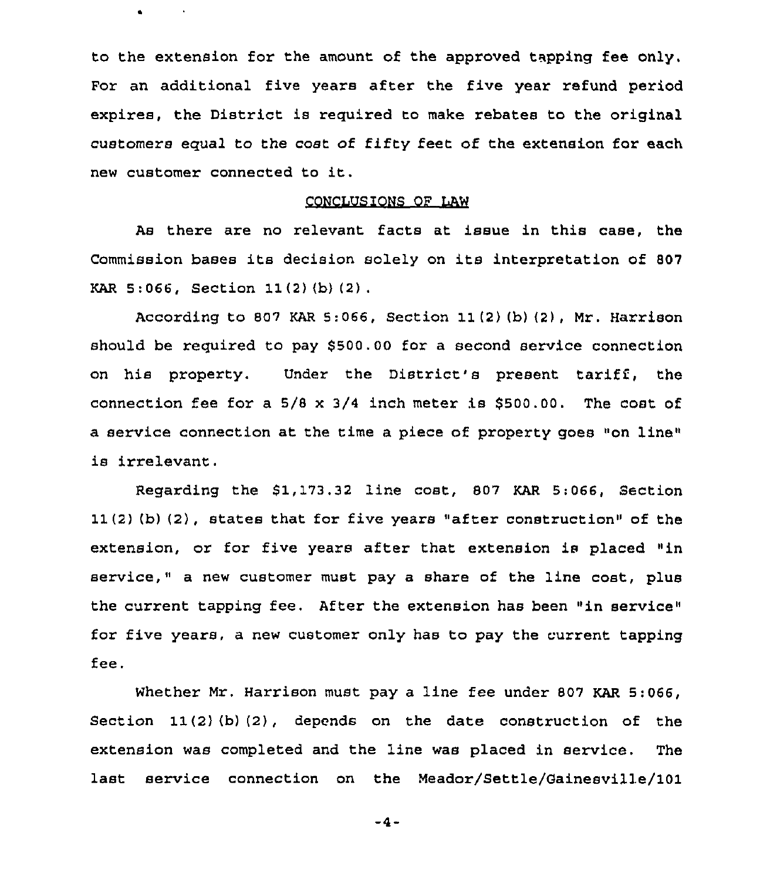to the extension for the amount of the approved tapping fee only. For an additional five years after the five year refund period expires, the District is required to make rebates to the original customers equal to the cost of fifty feet of the extension for each new customer connected to it.

## CONCLUSIONS OF LAW

As there are no relevant facts at issue in this case, the Commission bases its decision solely on its interpretation of 807 KAR 5:066, Section 11(2)(b)(2).

According to 807 KAR 5:066, Section 11(2)(b)(2), Mr. Harrison should be required to pay $500.00 for a second service connection on his property. Under the District's present tariff, the connection fee for a 5/8 x 3/4 inch meter is $500.00. The cost of a service connection at the time a piece of property goes "on line" is irrelevant.

Regarding the $1,173.32 line cost, 807 KAR 5:066, Section 11(2)(b)(2), states that for five years "after construction" of the extension, or for five years after that extension is placed "in service," a new customer must pay a share of the line cost, plus the current tapping fee. After the extension has been "in service" for five years, a new customer only has to pay the current tapping fee.

Whether Mr. Harrison must pay a line fee under 807 KAR 5:066, Section 11(2)(b)(2), depends on the date construction of the extension was completed and the line was placed in service. The last service connection on the Meador/Settle/Gainesville/101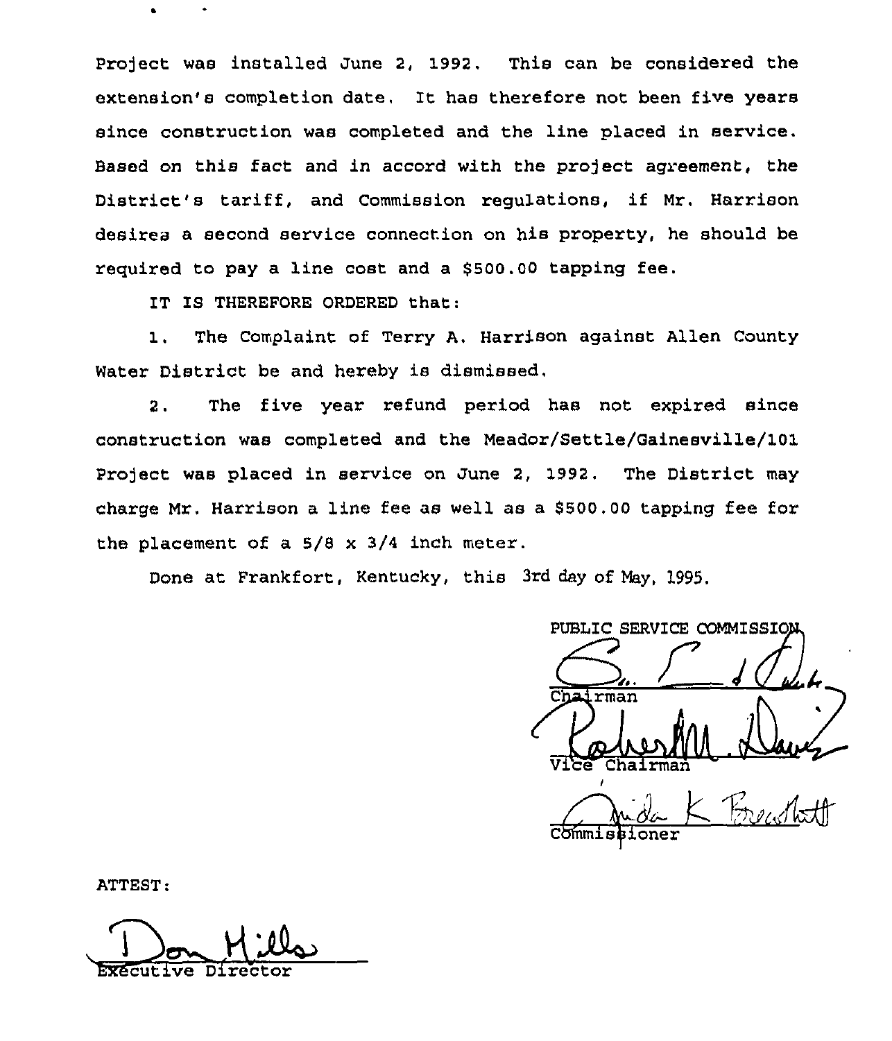Project was installed June 2, 1992. This can be considered the extension's completion date. It has therefore not been five years since construction was completed and the line placed in service. Based on this fact and in accord with the project agreement, the District's tariff, and Commission regulations, if Mr. Harrison desires a second service connection on his property, he should be required to pay a line cost and a $500.00 tapping fee.

IT IS THEREFORE ORDERED that:

1. The Complaint of Terry A. Harrison against Allen County Water District be and hereby is dismissed.

2. The five year refund period has not expired since construction was completed and the Meador/Settle/Gainesville/101 Project was placed in service on June 2, 1992. The District may charge Mr. Harrison a line fee as well as a $500.00 tapping fee for the placement of a 5/8 x 3/4 inch meter.

Done at Frankfort, Kentucky, this 3rd day of May, 1995.

PUBLIC SERVICE COMMISSION

Chairman

Vice Chairman

Commissioner

ATTEST:

Executive Director